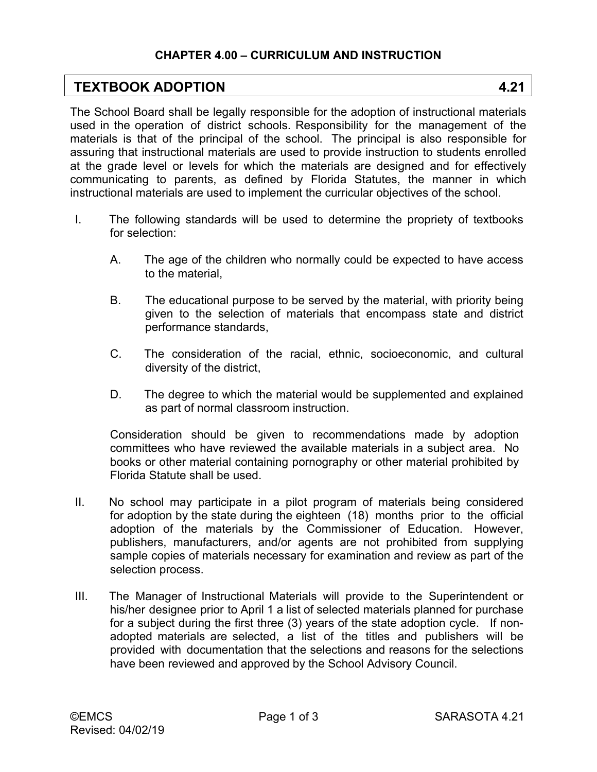## CHAPTER 4.00 – CURRICULUM AND INSTRUCTION

## TEXTBOOK ADOPTION 4.21

The School Board shall be legally responsible for the adoption of instructional materials used in the operation of district schools. Responsibility for the management of the materials is that of the principal of the school. The principal is also responsible for assuring that instructional materials are used to provide instruction to students enrolled at the grade level or levels for which the materials are designed and for effectively communicating to parents, as defined by Florida Statutes, the manner in which instructional materials are used to implement the curricular objectives of the school.

I. The following standards will be used to determine the propriety of textbooks for selection:

   A. The age of the children who normally could be expected to have access to the material,

   B. The educational purpose to be served by the material, with priority being given to the selection of materials that encompass state and district performance standards,

   C. The consideration of the racial, ethnic, socioeconomic, and cultural diversity of the district,

   D. The degree to which the material would be supplemented and explained as part of normal classroom instruction.

   Consideration should be given to recommendations made by adoption committees who have reviewed the available materials in a subject area. No books or other material containing pornography or other material prohibited by Florida Statute shall be used.

II. No school may participate in a pilot program of materials being considered for adoption by the state during the eighteen (18) months prior to the official adoption of the materials by the Commissioner of Education. However, publishers, manufacturers, and/or agents are not prohibited from supplying sample copies of materials necessary for examination and review as part of the selection process.

III. The Manager of Instructional Materials will provide to the Superintendent or his/her designee prior to April 1 a list of selected materials planned for purchase for a subject during the first three (3) years of the state adoption cycle. If non-adopted materials are selected, a list of the titles and publishers will be provided with documentation that the selections and reasons for the selections have been reviewed and approved by the School Advisory Council.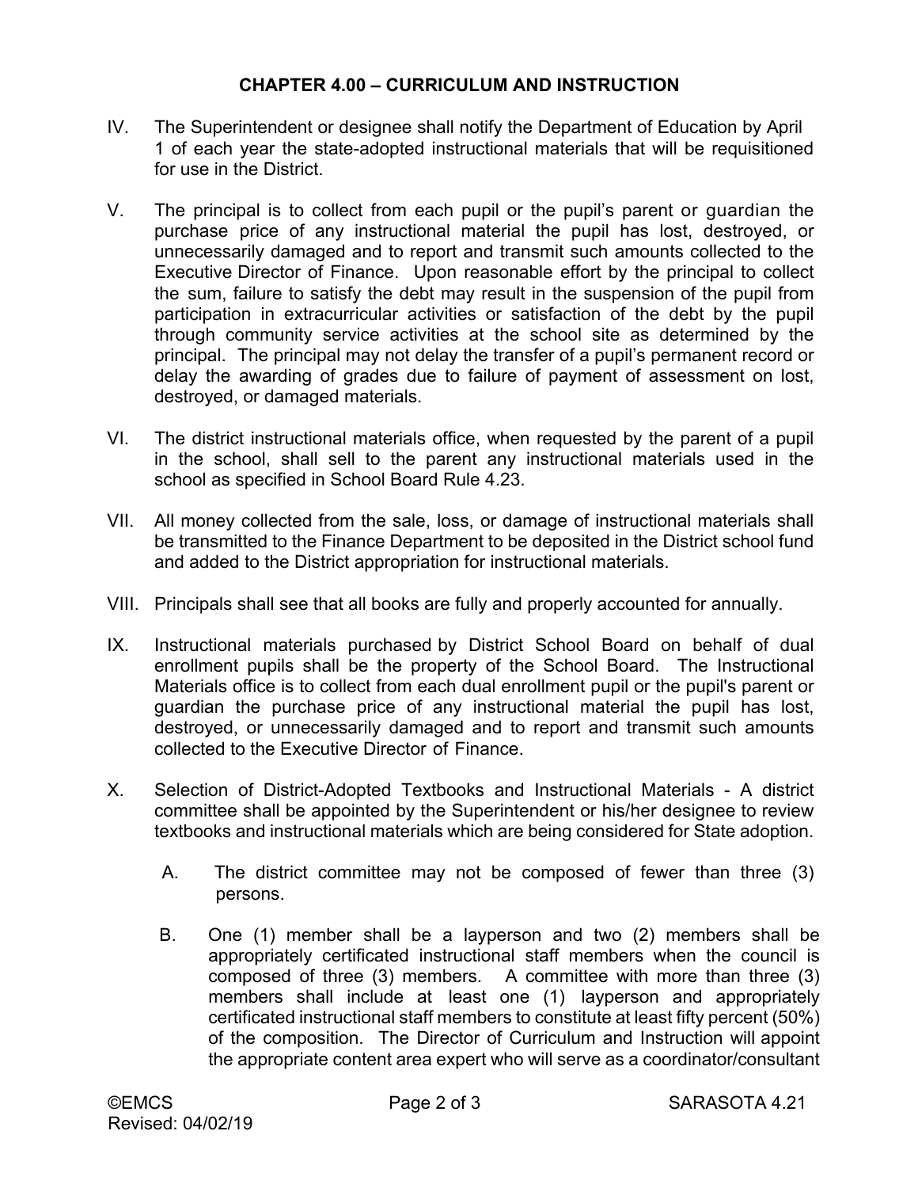## CHAPTER 4.00 – CURRICULUM AND INSTRUCTION

IV. The Superintendent or designee shall notify the Department of Education by April 1 of each year the state-adopted instructional materials that will be requisitioned for use in the District.

V. The principal is to collect from each pupil or the pupil's parent or guardian the purchase price of any instructional material the pupil has lost, destroyed, or unnecessarily damaged and to report and transmit such amounts collected to the Executive Director of Finance. Upon reasonable effort by the principal to collect the sum, failure to satisfy the debt may result in the suspension of the pupil from participation in extracurricular activities or satisfaction of the debt by the pupil through community service activities at the school site as determined by the principal. The principal may not delay the transfer of a pupil's permanent record or delay the awarding of grades due to failure of payment of assessment on lost, destroyed, or damaged materials.

VI. The district instructional materials office, when requested by the parent of a pupil in the school, shall sell to the parent any instructional materials used in the school as specified in School Board Rule 4.23.

VII. All money collected from the sale, loss, or damage of instructional materials shall be transmitted to the Finance Department to be deposited in the District school fund and added to the District appropriation for instructional materials.

VIII. Principals shall see that all books are fully and properly accounted for annually.

IX. Instructional materials purchased by District School Board on behalf of dual enrollment pupils shall be the property of the School Board. The Instructional Materials office is to collect from each dual enrollment pupil or the pupil's parent or guardian the purchase price of any instructional material the pupil has lost, destroyed, or unnecessarily damaged and to report and transmit such amounts collected to the Executive Director of Finance.

X. Selection of District-Adopted Textbooks and Instructional Materials - A district committee shall be appointed by the Superintendent or his/her designee to review textbooks and instructional materials which are being considered for State adoption.

   A. The district committee may not be composed of fewer than three (3) persons.

   B. One (1) member shall be a layperson and two (2) members shall be appropriately certificated instructional staff members when the council is composed of three (3) members. A committee with more than three (3) members shall include at least one (1) layperson and appropriately certificated instructional staff members to constitute at least fifty percent (50%) of the composition. The Director of Curriculum and Instruction will appoint the appropriate content area expert who will serve as a coordinator/consultant

©EMCS
Revised: 04/02/19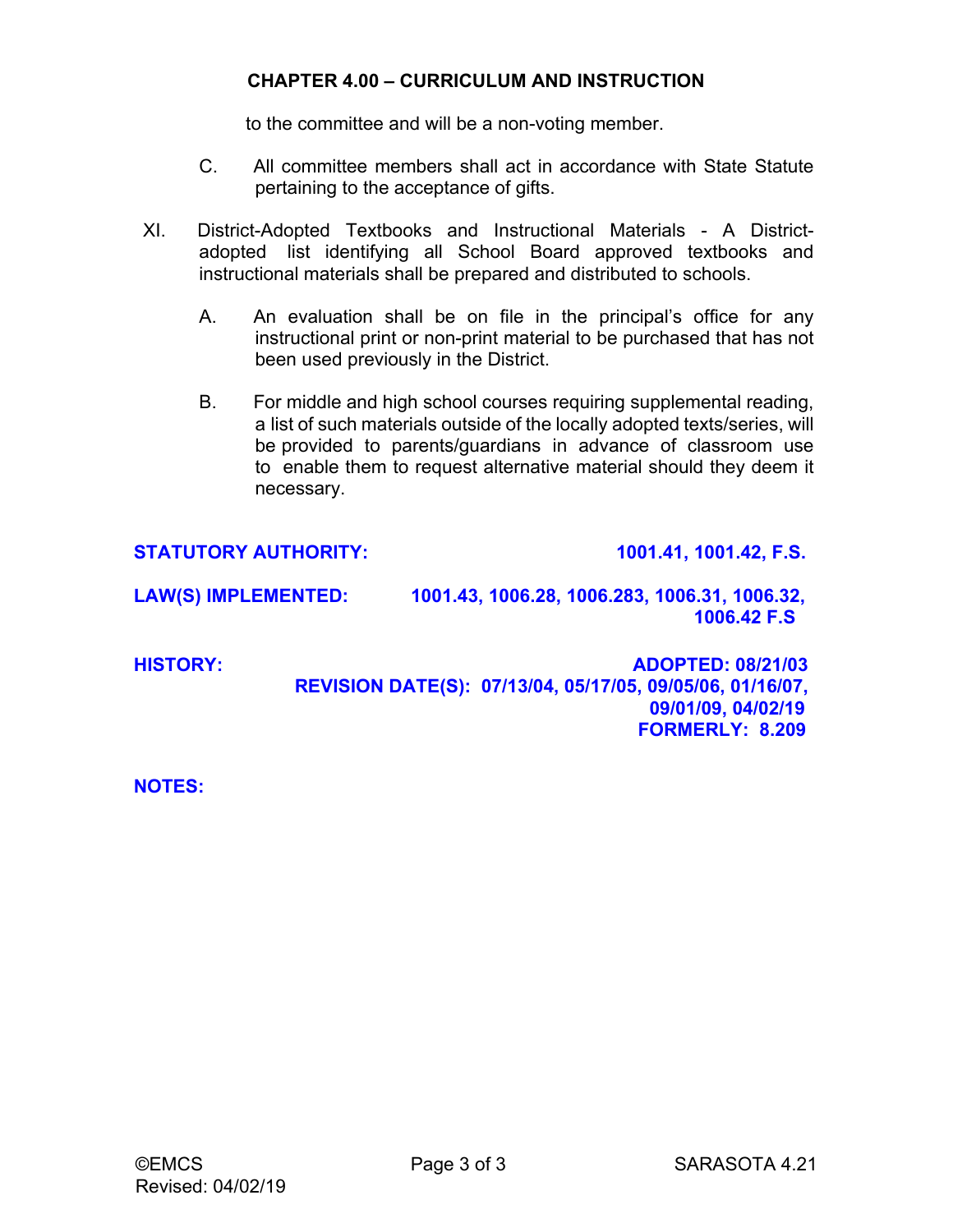to the committee and will be a non-voting member.

C. All committee members shall act in accordance with State Statute pertaining to the acceptance of gifts.

XI. District-Adopted Textbooks and Instructional Materials - A District-adopted list identifying all School Board approved textbooks and instructional materials shall be prepared and distributed to schools.

A. An evaluation shall be on file in the principal's office for any instructional print or non-print material to be purchased that has not been used previously in the District.

B. For middle and high school courses requiring supplemental reading, a list of such materials outside of the locally adopted texts/series, will be provided to parents/guardians in advance of classroom use to enable them to request alternative material should they deem it necessary.

**STATUTORY AUTHORITY:** **1001.41, 1001.42, F.S.**

**LAW(S) IMPLEMENTED:** **1001.43, 1006.28, 1006.283, 1006.31, 1006.32, 1006.42 F.S**

**HISTORY:** **ADOPTED: 08/21/03**
**REVISION DATE(S): 07/13/04, 05/17/05, 09/05/06, 01/16/07, 09/01/09, 04/02/19**
**FORMERLY: 8.209**

**NOTES:**